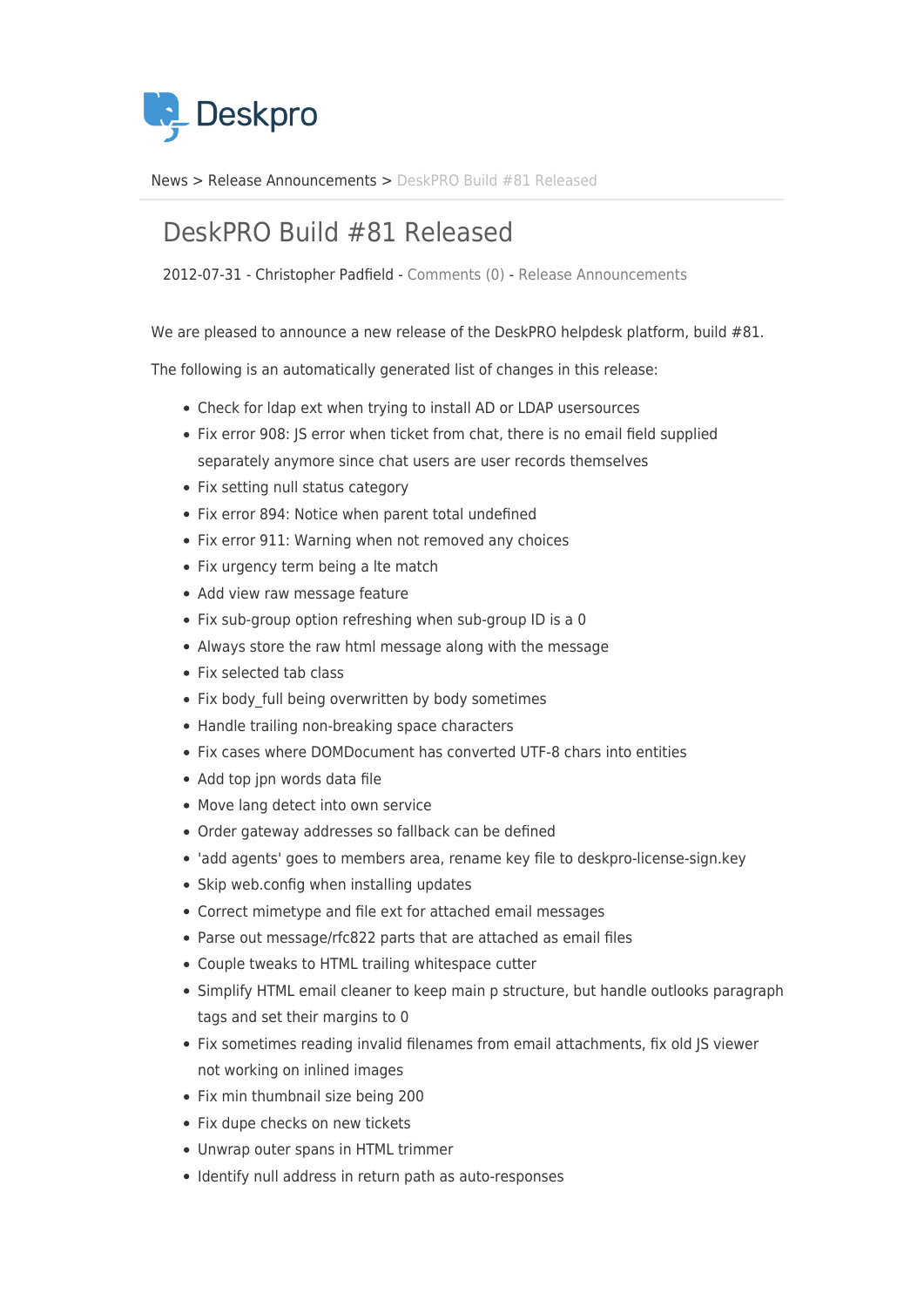Deskpro

News > Release Announcements > DeskPRO Build #81 Released

# DeskPRO Build #81 Released

2012-07-31 - Christopher Padfield - Comments (0) - Release Announcements

We are pleased to announce a new release of the DeskPRO helpdesk platform, build #81.

The following is an automatically generated list of changes in this release:

- Check for ldap ext when trying to install AD or LDAP usersources
- Fix error 908: JS error when ticket from chat, there is no email field supplied separately anymore since chat users are user records themselves
- Fix setting null status category
- Fix error 894: Notice when parent total undefined
- Fix error 911: Warning when not removed any choices
- Fix urgency term being a lte match
- Add view raw message feature
- Fix sub-group option refreshing when sub-group ID is a 0
- Always store the raw html message along with the message
- Fix selected tab class
- Fix body_full being overwritten by body sometimes
- Handle trailing non-breaking space characters
- Fix cases where DOMDocument has converted UTF-8 chars into entities
- Add top jpn words data file
- Move lang detect into own service
- Order gateway addresses so fallback can be defined
- 'add agents' goes to members area, rename key file to deskpro-license-sign.key
- Skip web.config when installing updates
- Correct mimetype and file ext for attached email messages
- Parse out message/rfc822 parts that are attached as email files
- Couple tweaks to HTML trailing whitespace cutter
- Simplify HTML email cleaner to keep main p structure, but handle outlooks paragraph tags and set their margins to 0
- Fix sometimes reading invalid filenames from email attachments, fix old JS viewer not working on inlined images
- Fix min thumbnail size being 200
- Fix dupe checks on new tickets
- Unwrap outer spans in HTML trimmer
- Identify null address in return path as auto-responses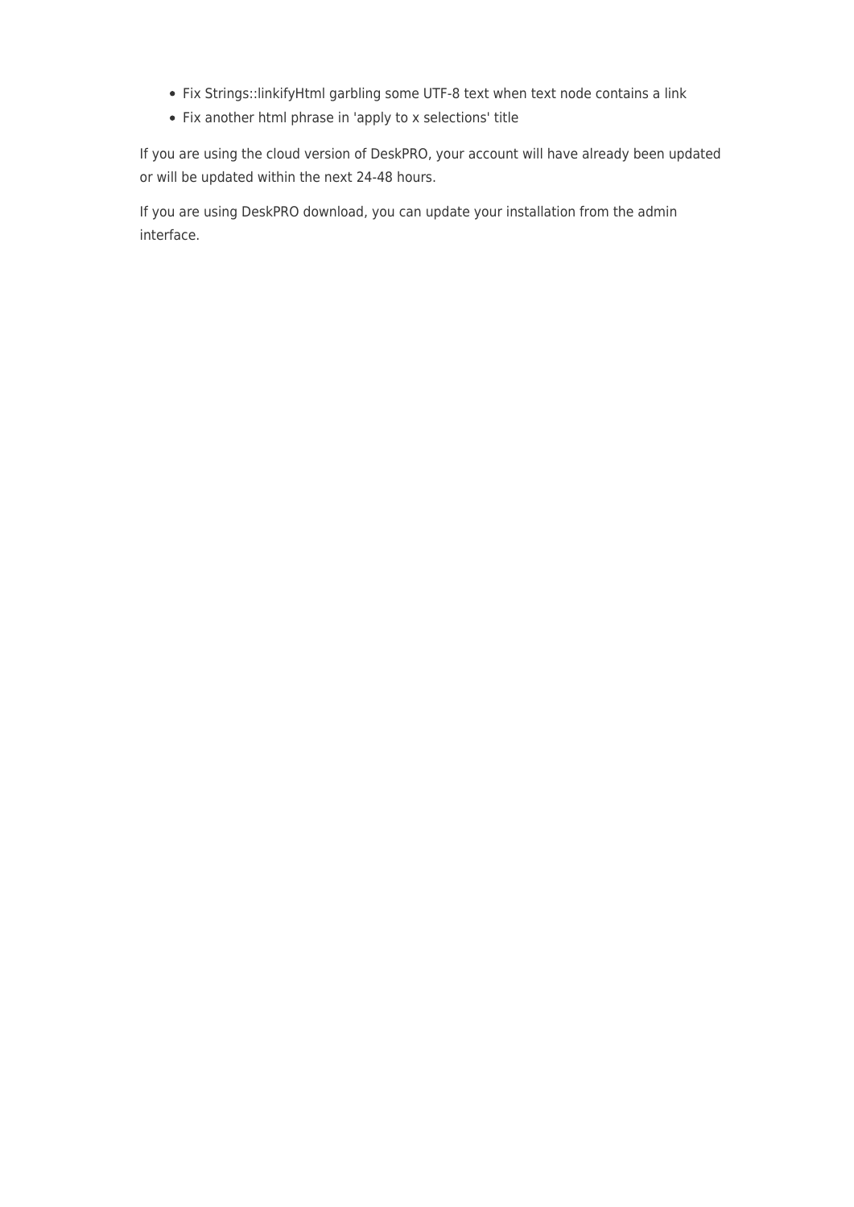- Fix Strings::linkifyHtml garbling some UTF-8 text when text node contains a link
- Fix another html phrase in 'apply to x selections' title

If you are using the cloud version of DeskPRO, your account will have already been updated or will be updated within the next 24-48 hours.

If you are using DeskPRO download, you can update your installation from the admin interface.